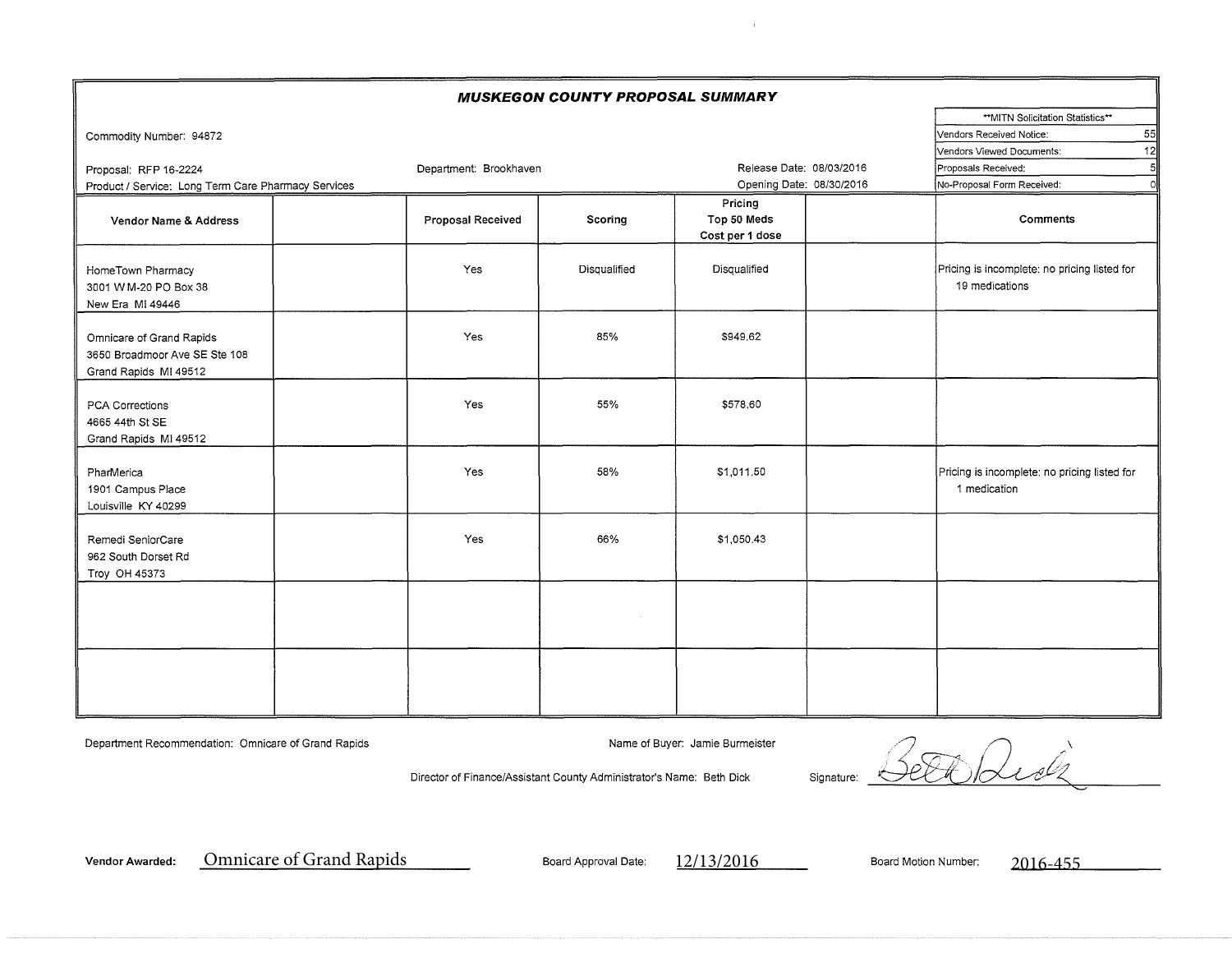# MUSKEGON COUNTY PROPOSAL SUMMARY

Commodity Number: 94872

Proposal: RFP 16-2224

Department: Brookhaven

Product / Service: Long Term Care Pharmacy Services

Release Date: 08/03/2016

Opening Date: 08/30/2016

| **MITN Solicitation Statistics** | |
|---|---|
| Vendors Received Notice: | 55 |
| Vendors Viewed Documents: | 12 |
| Proposals Received: | 5 |
| No-Proposal Form Received: | 0 |

| Vendor Name & Address | | Proposal Received | Scoring | Pricing Top 50 Meds Cost per 1 dose | | Comments |
|---|---|---|---|---|---|---|
| HomeTown Pharmacy<br>3001 W M-20 PO Box 38<br>New Era MI 49446 | | Yes | Disqualified | Disqualified | | Pricing is incomplete: no pricing listed for 19 medications |
| Omnicare of Grand Rapids<br>3650 Broadmoor Ave SE Ste 108<br>Grand Rapids MI 49512 | | Yes | 85% | $949.62 | | |
| PCA Corrections<br>4665 44th St SE<br>Grand Rapids MI 49512 | | Yes | 55% | $578.60 | | |
| PharMerica<br>1901 Campus Place<br>Louisville KY 40299 | | Yes | 58% | $1,011.50 | | Pricing is incomplete: no pricing listed for 1 medication |
| Remedi SeniorCare<br>962 South Dorset Rd<br>Troy OH 45373 | | Yes | 66% | $1,050.43 | | |
| | | | | | | |
| | | | | | | |

Department Recommendation: Omnicare of Grand Rapids

Name of Buyer: Jamie Burmeister

Director of Finance/Assistant County Administrator's Name: Beth Dick

Signature: Beth Dick

Vendor Awarded: Omnicare of Grand Rapids

Board Approval Date: 12/13/2016

Board Motion Number: 2016-455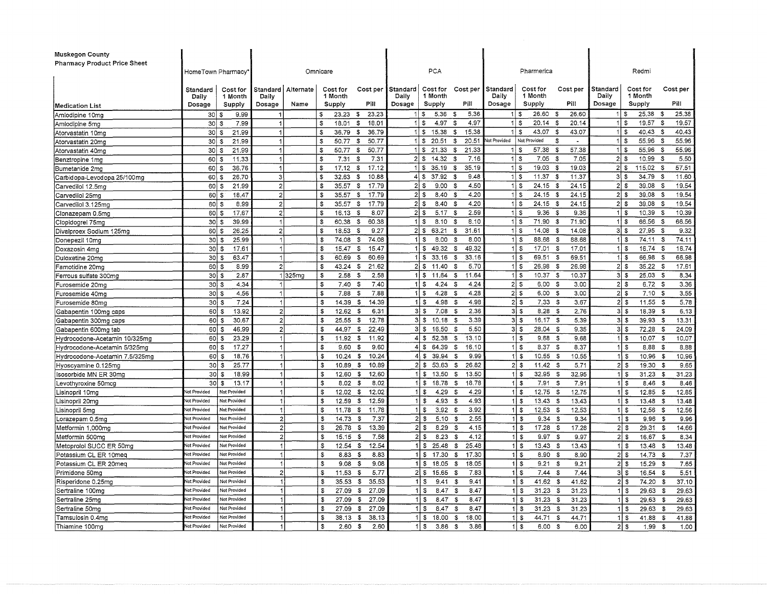**Muskegon County**
**Pharmacy Product Price Sheet**

| Medication List | HomeTown Pharmacy* | | Omnicare | | | | PCA | | | Pharmerica | | | Redmi | | |
|---|---|---|---|---|---|---|---|---|---|---|---|---|---|---|---|
| | Standard Daily Dosage | Cost for 1 Month Supply | Standard Daily Dosage | Alternate Name | Cost for 1 Month Supply | Cost per Pill | Standard Daily Dosage | Cost for 1 Month Supply | Cost per Pill | Standard Daily Dosage | Cost for 1 Month Supply | Cost per Pill | Standard Daily Dosage | Cost for 1 Month Supply | Cost per Pill |
| Amlodipine 10mg | 30 | $ 9.99 | 1 | | $ 23.23 | $ 23.23 | 1 | $ 5.36 | $ 5.36 | 1 | $ 26.60 | $ 26.60 | 1 | $ 25.38 | $ 25.38 |
| Amlodipine 5mg | 30 | $ 7.99 | 1 | | $ 18.01 | $ 18.01 | 1 | $ 4.97 | $ 4.97 | 1 | $ 20.14 | $ 20.14 | 1 | $ 19.57 | $ 19.57 |
| Atorvastatin 10mg | 30 | $ 21.99 | 1 | | $ 36.79 | $ 36.79 | 1 | $ 15.38 | $ 15.38 | 1 | $ 43.07 | $ 43.07 | 1 | $ 40.43 | $ 40.43 |
| Atorvastatin 20mg | 30 | $ 21.99 | 1 | | $ 50.77 | $ 50.77 | 1 | $ 20.51 | $ 20.51 | Not Provided | Not Provided | $ - | 1 | $ 55.96 | $ 55.96 |
| Atorvastatin 40mg | 30 | $ 21.99 | 1 | | $ 50.77 | $ 50.77 | 1 | $ 21.33 | $ 21.33 | 1 | $ 57.38 | $ 57.38 | 1 | $ 55.96 | $ 55.96 |
| Benztropine 1mg | 60 | $ 11.33 | 1 | | $ 7.31 | $ 7.31 | 2 | $ 14.32 | $ 7.16 | 1 | $ 7.05 | $ 7.05 | 2 | $ 10.99 | $ 5.50 |
| Bumetanide 2mg | 60 | $ 36.76 | 1 | | $ 17.12 | $ 17.12 | 1 | $ 35.19 | $ 35.19 | 1 | $ 19.03 | $ 19.03 | 2 | $ 115.02 | $ 57.51 |
| Carbidopa-Levodopa 25/100mg | 60 | $ 26.70 | 3 | | $ 32.63 | $ 10.88 | 4 | $ 37.92 | $ 9.48 | 1 | $ 11.37 | $ 11.37 | 3 | $ 34.79 | $ 11.60 |
| Carvedilol 12.5mg | 60 | $ 21.99 | 2 | | $ 35.57 | $ 17.79 | 2 | $ 9.00 | $ 4.50 | 1 | $ 24.15 | $ 24.15 | 2 | $ 39.08 | $ 19.54 |
| Carvedilol 25mg | 60 | $ 18.47 | 2 | | $ 35.57 | $ 17.79 | 2 | $ 8.40 | $ 4.20 | 1 | $ 24.15 | $ 24.15 | 2 | $ 39.08 | $ 19.54 |
| Carvedilol 3.125mg | 60 | $ 8.99 | 2 | | $ 35.57 | $ 17.79 | 2 | $ 8.40 | $ 4.20 | 1 | $ 24.15 | $ 24.15 | 2 | $ 39.08 | $ 19.54 |
| Clonazepam 0.5mg | 60 | $ 17.67 | 2 | | $ 16.13 | $ 8.07 | 2 | $ 5.17 | $ 2.59 | 1 | $ 9.36 | $ 9.36 | 1 | $ 10.39 | $ 10.39 |
| Clopidogrel 75mg | 30 | $ 39.99 | 1 | | $ 60.38 | $ 60.38 | 1 | $ 8.10 | $ 8.10 | 1 | $ 71.90 | $ 71.90 | 1 | $ 66.56 | $ 66.56 |
| Divalproex Sodium 125mg | 60 | $ 26.25 | 2 | | $ 18.53 | $ 9.27 | 2 | $ 63.21 | $ 31.61 | 1 | $ 14.08 | $ 14.08 | 3 | $ 27.95 | $ 9.32 |
| Donepezil 10mg | 30 | $ 25.99 | 1 | | $ 74.08 | $ 74.08 | 1 | $ 8.00 | $ 8.00 | 1 | $ 88.68 | $ 88.68 | 1 | $ 74.11 | $ 74.11 |
| Doxazosin 4mg | 30 | $ 17.61 | 1 | | $ 15.47 | $ 15.47 | 1 | $ 49.32 | $ 49.32 | 1 | $ 17.01 | $ 17.01 | 1 | $ 16.74 | $ 16.74 |
| Duloxetine 20mg | 30 | $ 63.47 | 1 | | $ 60.69 | $ 60.69 | 1 | $ 33.16 | $ 33.16 | 1 | $ 69.51 | $ 69.51 | 1 | $ 66.98 | $ 66.98 |
| Famotidine 20mg | 60 | $ 8.99 | 2 | | $ 43.24 | $ 21.62 | 2 | $ 11.40 | $ 5.70 | 1 | $ 26.98 | $ 26.98 | 2 | $ 35.22 | $ 17.61 |
| Ferrous sulfate 300mg | 30 | $ 2.87 | 1 | 325mg | $ 2.58 | $ 2.58 | 1 | $ 11.64 | $ 11.64 | 1 | $ 10.37 | $ 10.37 | 3 | $ 25.03 | $ 8.34 |
| Furosemide 20mg | 30 | $ 4.34 | 1 | | $ 7.40 | $ 7.40 | 1 | $ 4.24 | $ 4.24 | 2 | $ 6.00 | $ 3.00 | 2 | $ 6.72 | $ 3.36 |
| Furosemide 40mg | 30 | $ 4.56 | 1 | | $ 7.88 | $ 7.88 | 1 | $ 4.28 | $ 4.28 | 2 | $ 6.00 | $ 3.00 | 2 | $ 7.10 | $ 3.55 |
| Furosemide 80mg | 30 | $ 7.24 | 1 | | $ 14.39 | $ 14.39 | 1 | $ 4.98 | $ 4.98 | 2 | $ 7.33 | $ 3.67 | 2 | $ 11.55 | $ 5.78 |
| Gabapentin 100mg caps | 60 | $ 13.92 | 2 | | $ 12.62 | $ 6.31 | 3 | $ 7.08 | $ 2.36 | 3 | $ 8.28 | $ 2.76 | 3 | $ 18.39 | $ 6.13 |
| Gabapentin 300mg caps | 60 | $ 30.67 | 2 | | $ 25.55 | $ 12.78 | 3 | $ 10.18 | $ 3.39 | 3 | $ 16.17 | $ 5.39 | 3 | $ 39.93 | $ 13.31 |
| Gabapentin 600mg tab | 60 | $ 46.99 | 2 | | $ 44.97 | $ 22.49 | 3 | $ 16.50 | $ 5.50 | 3 | $ 28.04 | $ 9.35 | 3 | $ 72.28 | $ 24.09 |
| Hydrocodone-Acetamin 10/325mg | 60 | $ 23.29 | 1 | | $ 11.92 | $ 11.92 | 4 | $ 52.38 | $ 13.10 | 1 | $ 9.68 | $ 9.68 | 1 | $ 10.07 | $ 10.07 |
| Hydrocodone-Acetamin 5/325mg | 60 | $ 17.27 | 1 | | $ 9.60 | $ 9.60 | 4 | $ 64.39 | $ 16.10 | 1 | $ 8.37 | $ 8.37 | 1 | $ 8.88 | $ 8.88 |
| Hydrocodone-Acetamin 7.5/325mg | 60 | $ 18.76 | 1 | | $ 10.24 | $ 10.24 | 4 | $ 39.94 | $ 9.99 | 1 | $ 10.55 | $ 10.55 | 1 | $ 10.96 | $ 10.96 |
| Hyoscyamine 0.125mg | 30 | $ 25.77 | 1 | | $ 10.89 | $ 10.89 | 2 | $ 53.63 | $ 26.82 | 2 | $ 11.42 | $ 5.71 | 2 | $ 19.30 | $ 9.65 |
| Isosorbide MN ER 30mg | 30 | $ 18.99 | 1 | | $ 12.60 | $ 12.60 | 1 | $ 13.50 | $ 13.50 | 1 | $ 32.95 | $ 32.95 | 1 | $ 31.23 | $ 31.23 |
| Levothyroxine 50mcg | 30 | $ 13.17 | 1 | | $ 8.02 | $ 8.02 | 1 | $ 18.78 | $ 18.78 | 1 | $ 7.91 | $ 7.91 | 1 | $ 8.46 | $ 8.46 |
| Lisinopril 10mg | Not Provided | Not Provided | 1 | | $ 12.02 | $ 12.02 | 1 | $ 4.29 | $ 4.29 | 1 | $ 12.75 | $ 12.75 | 1 | $ 12.85 | $ 12.85 |
| Lisinopril 20mg | Not Provided | Not Provided | 1 | | $ 12.59 | $ 12.59 | 1 | $ 4.93 | $ 4.93 | 1 | $ 13.43 | $ 13.43 | 1 | $ 13.48 | $ 13.48 |
| Lisinopril 5mg | Not Provided | Not Provided | 1 | | $ 11.78 | $ 11.78 | 1 | $ 3.92 | $ 3.92 | 1 | $ 12.53 | $ 12.53 | 1 | $ 12.56 | $ 12.56 |
| Lorazepam 0.5mg | Not Provided | Not Provided | 2 | | $ 14.73 | $ 7.37 | 2 | $ 5.10 | $ 2.55 | 1 | $ 9.34 | $ 9.34 | 1 | $ 9.96 | $ 9.96 |
| Metformin 1,000mg | Not Provided | Not Provided | 2 | | $ 26.78 | $ 13.39 | 2 | $ 8.29 | $ 4.15 | 1 | $ 17.28 | $ 17.28 | 2 | $ 29.31 | $ 14.66 |
| Metformin 500mg | Not Provided | Not Provided | 2 | | $ 15.15 | $ 7.58 | 2 | $ 8.23 | $ 4.12 | 1 | $ 9.97 | $ 9.97 | 2 | $ 16.67 | $ 8.34 |
| Metoprolol SUCC ER 50mg | Not Provided | Not Provided | 1 | | $ 12.54 | $ 12.54 | 1 | $ 25.48 | $ 25.48 | 1 | $ 13.43 | $ 13.43 | 1 | $ 13.48 | $ 13.48 |
| Potassium CL ER 10meq | Not Provided | Not Provided | 1 | | $ 8.83 | $ 8.83 | 1 | $ 17.30 | $ 17.30 | 1 | $ 8.90 | $ 8.90 | 2 | $ 14.73 | $ 7.37 |
| Potassium CL ER 20meq | Not Provided | Not Provided | 1 | | $ 9.08 | $ 9.08 | 1 | $ 18.05 | $ 18.05 | 1 | $ 9.21 | $ 9.21 | 2 | $ 15.29 | $ 7.65 |
| Primidone 50mg | Not Provided | Not Provided | 2 | | $ 11.53 | $ 5.77 | 2 | $ 15.65 | $ 7.83 | 1 | $ 7.44 | $ 7.44 | 3 | $ 16.54 | $ 5.51 |
| Risperidone 0.25mg | Not Provided | Not Provided | 1 | | $ 35.53 | $ 35.53 | 1 | $ 9.41 | $ 9.41 | 1 | $ 41.62 | $ 41.62 | 2 | $ 74.20 | $ 37.10 |
| Sertraline 100mg | Not Provided | Not Provided | 1 | | $ 27.09 | $ 27.09 | 1 | $ 8.47 | $ 8.47 | 1 | $ 31.23 | $ 31.23 | 1 | $ 29.63 | $ 29.63 |
| Sertraline 25mg | Not Provided | Not Provided | 1 | | $ 27.09 | $ 27.09 | 1 | $ 8.47 | $ 8.47 | 1 | $ 31.23 | $ 31.23 | 1 | $ 29.63 | $ 29.63 |
| Sertraline 50mg | Not Provided | Not Provided | 1 | | $ 27.09 | $ 27.09 | 1 | $ 8.47 | $ 8.47 | 1 | $ 31.23 | $ 31.23 | 1 | $ 29.63 | $ 29.63 |
| Tamsulosin 0.4mg | Not Provided | Not Provided | 1 | | $ 38.13 | $ 38.13 | 1 | $ 18.00 | $ 18.00 | 1 | $ 44.71 | $ 44.71 | 1 | $ 41.88 | $ 41.88 |
| Thiamine 100mg | Not Provided | Not Provided | 1 | | $ 2.60 | $ 2.60 | 1 | $ 3.86 | $ 3.86 | 1 | $ 6.00 | $ 6.00 | 2 | $ 1.99 | $ 1.00 |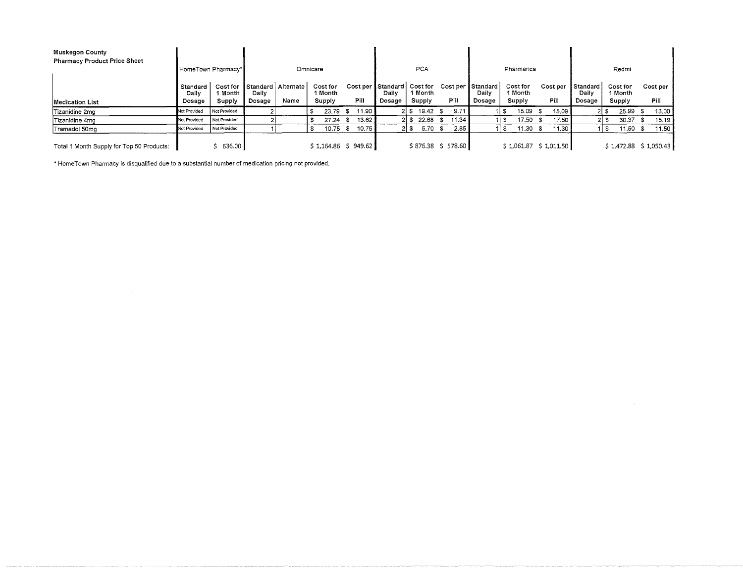| Muskegon County Pharmacy Product Price Sheet | HomeTown Pharmacy* | | Omnicare | | | | PCA | | | Pharmerica | | | Redmi | | |
|---|---|---|---|---|---|---|---|---|---|---|---|---|---|---|---|
| Medication List | Standard Daily Dosage | Cost for 1 Month Supply | Standard Daily Dosage | Alternate Name | Cost for 1 Month Supply | Cost per Pill | Standard Daily Dosage | Cost for 1 Month Supply | Cost per Pill | Standard Daily Dosage | Cost for 1 Month Supply | Cost per Pill | Standard Daily Dosage | Cost for 1 Month Supply | Cost per Pill |
| Tizanidine 2mg | Not Provided | Not Provided | 2 | | $ 23.79 | $ 11.90 | 2 | $ 19.42 | $ 9.71 | 1 | $ 15.09 | $ 15.09 | 2 | $ 25.99 | $ 13.00 |
| Tizanidine 4mg | Not Provided | Not Provided | 2 | | $ 27.24 | $ 13.62 | 2 | $ 22.68 | $ 11.34 | 1 | $ 17.50 | $ 17.50 | 2 | $ 30.37 | $ 15.19 |
| Tramadol 50mg | Not Provided | Not Provided | 1 | | $ 10.75 | $ 10.75 | 2 | $ 5.70 | $ 2.85 | 1 | $ 11.30 | $ 11.30 | 1 | $ 11.50 | $ 11.50 |
| Total 1 Month Supply for Top 50 Products: | | $ 636.00 | | | $ 1,164.86 | $ 949.62 | | $ 876.38 | $ 578.60 | | $ 1,061.87 | $ 1,011.50 | | $ 1,472.88 | $ 1,050.43 |

* HomeTown Pharmacy is disqualified due to a substantial number of medication pricing not provided.